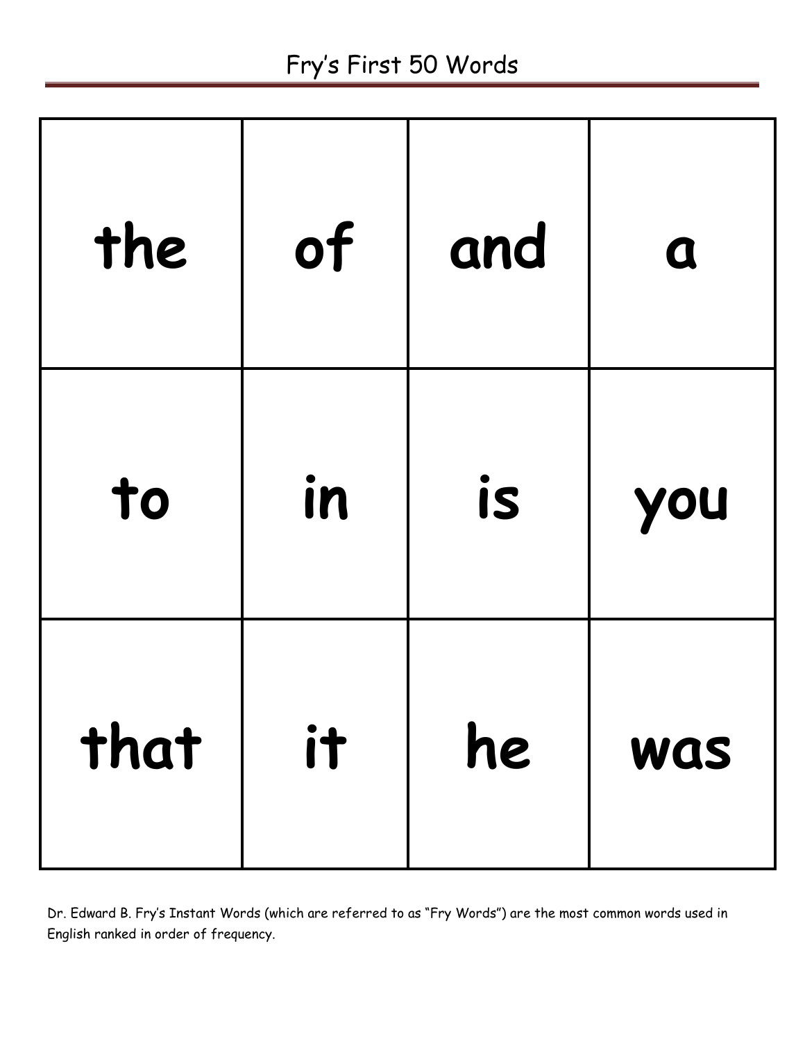# Fry's First 50 Words

| | | | |
|---|---|---|---|
| the | of | and | a |
| to | in | is | you |
| that | it | he | was |

Dr. Edward B. Fry's Instant Words (which are referred to as "Fry Words") are the most common words used in English ranked in order of frequency.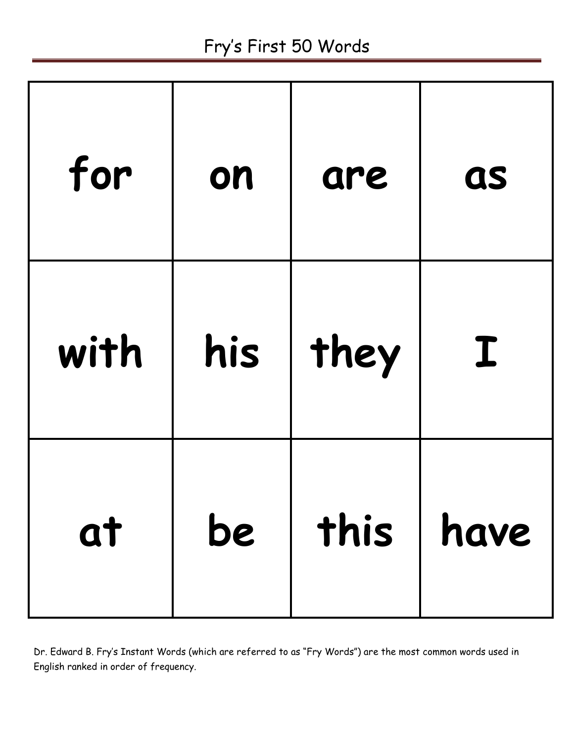# Fry's First 50 Words

| for | on | are | as |
|---|---|---|---|
| with | his | they | I |
| at | be | this | have |

Dr. Edward B. Fry's Instant Words (which are referred to as "Fry Words") are the most common words used in English ranked in order of frequency.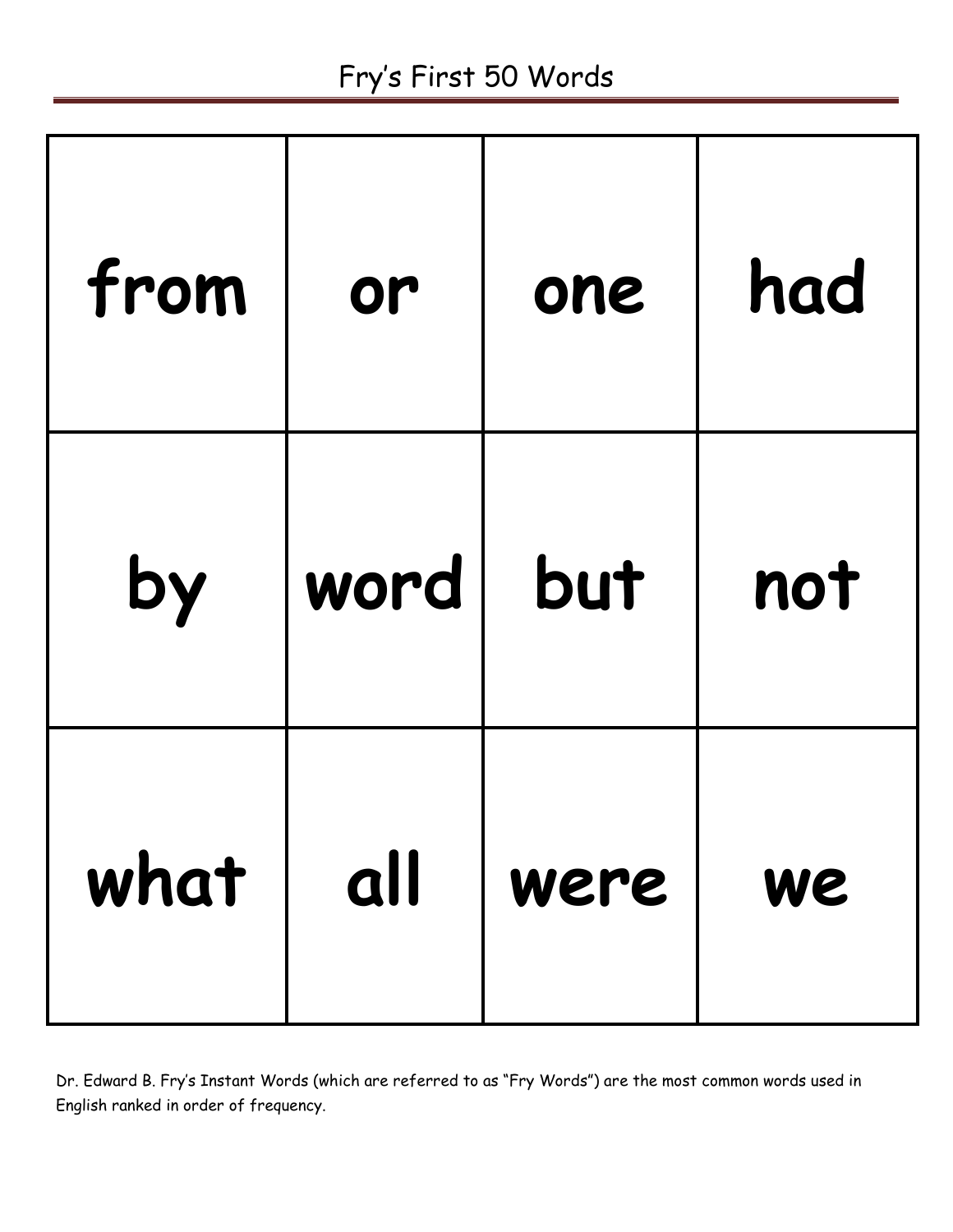# Fry's First 50 Words

| | | | |
|---|---|---|---|
| from | or | one | had |
| by | word | but | not |
| what | all | were | we |

Dr. Edward B. Fry's Instant Words (which are referred to as "Fry Words") are the most common words used in English ranked in order of frequency.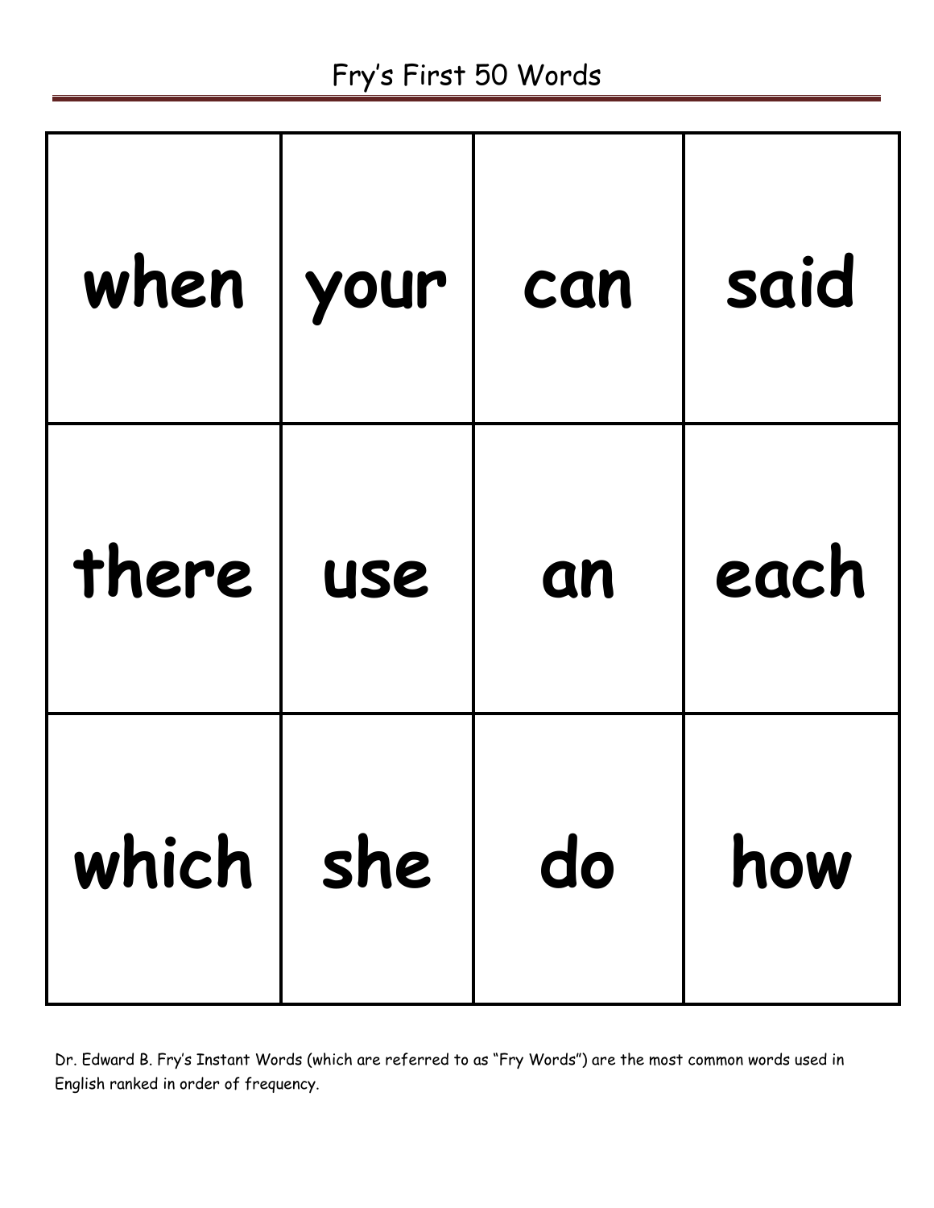# Fry's First 50 Words

| when | your | can | said |
| --- | --- | --- | --- |
| there | use | an | each |
| which | she | do | how |

Dr. Edward B. Fry's Instant Words (which are referred to as "Fry Words") are the most common words used in English ranked in order of frequency.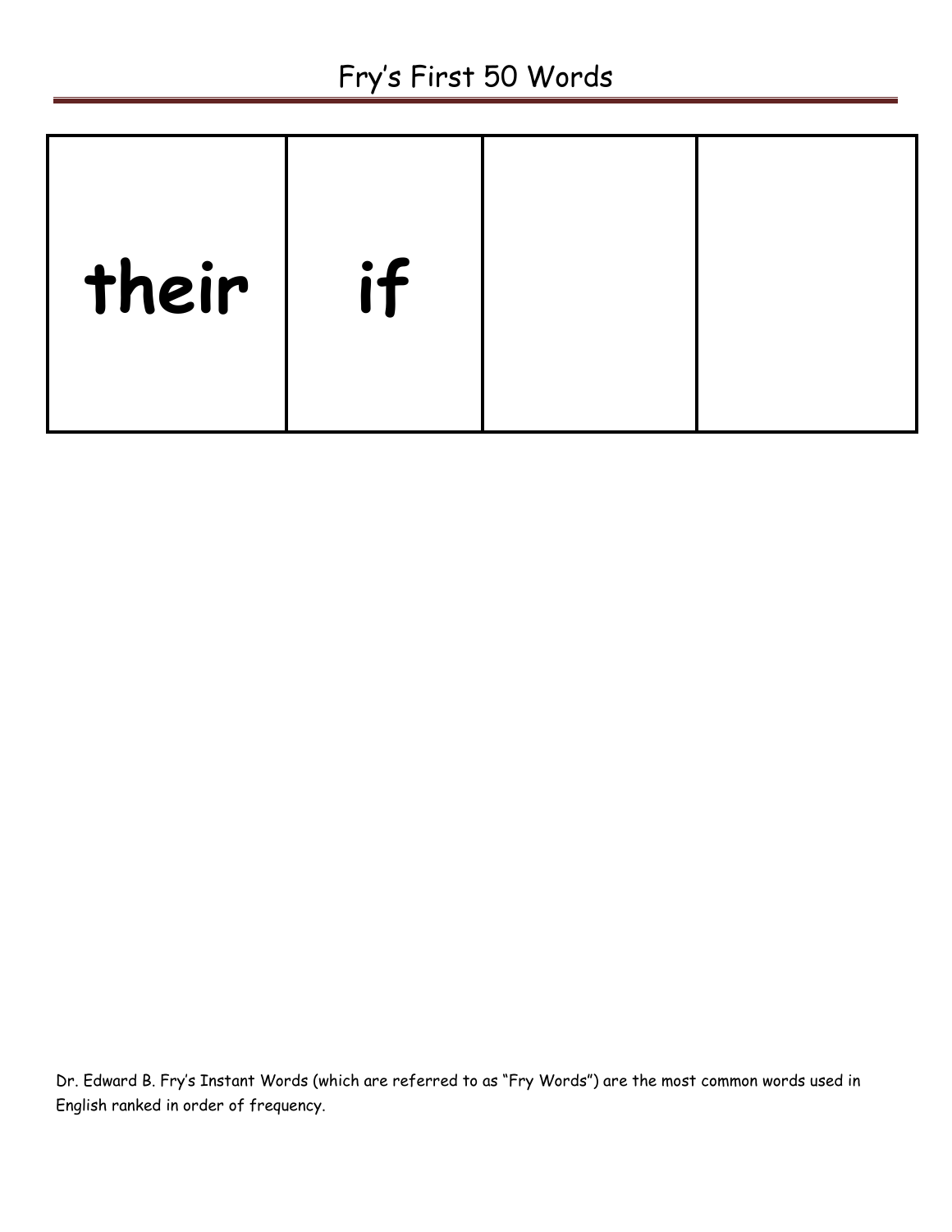# Fry's First 50 Words

| their | if | | |
|---|---|---|---|

Dr. Edward B. Fry's Instant Words (which are referred to as "Fry Words") are the most common words used in English ranked in order of frequency.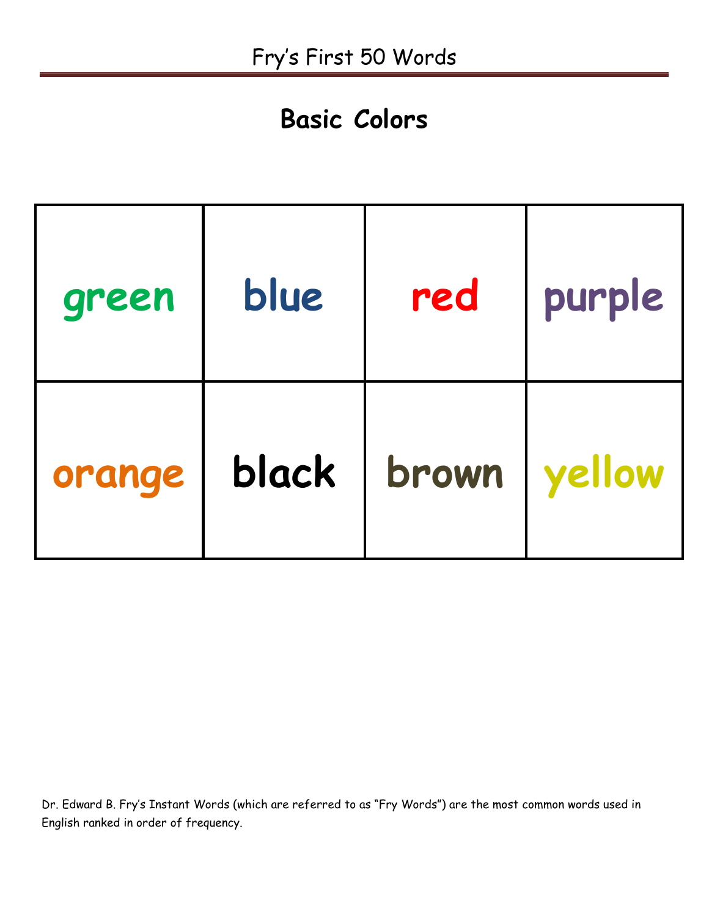Fry's First 50 Words

## Basic Colors

| | | | |
|---|---|---|---|
| green | blue | red | purple |
| orange | black | brown | yellow |

Dr. Edward B. Fry's Instant Words (which are referred to as "Fry Words") are the most common words used in English ranked in order of frequency.